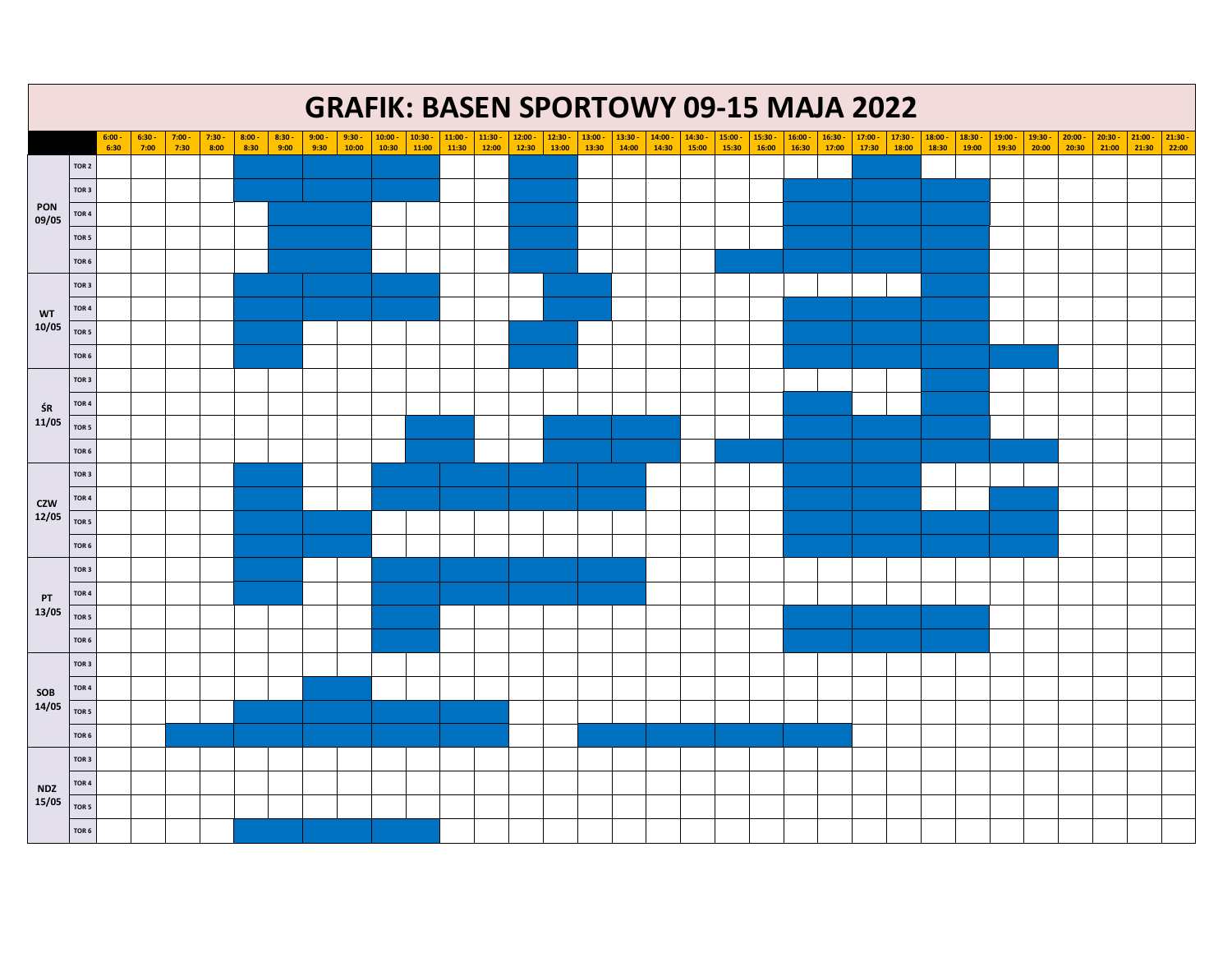# GRAFIK: BASEN SPORTOWY 09-15 MAJA 2022

| | | 6:00 - 6:30 | 6:30 - 7:00 | 7:00 - 7:30 | 7:30 - 8:00 | 8:00 - 8:30 | 8:30 - 9:00 | 9:00 - 9:30 | 9:30 - 10:00 | 10:00 - 10:30 | 10:30 - 11:00 | 11:00 - 11:30 | 11:30 - 12:00 | 12:00 - 12:30 | 12:30 - 13:00 | 13:00 - 13:30 | 13:30 - 14:00 | 14:00 - 14:30 | 14:30 - 15:00 | 15:00 - 15:30 | 15:30 - 16:00 | 16:00 - 16:30 | 16:30 - 17:00 | 17:00 - 17:30 | 17:30 - 18:00 | 18:00 - 18:30 | 18:30 - 19:00 | 19:00 - 19:30 | 19:30 - 20:00 | 20:00 - 20:30 | 20:30 - 21:00 | 21:00 - 21:30 | 21:30 - 22:00 |
|---|---|---|---|---|---|---|---|---|---|---|---|---|---|---|---|---|---|---|---|---|---|---|---|---|---|---|---|---|---|---|---|---|---|
| PON 09/05 | TOR 2 | | | | | ■ | ■ | ■ | ■ | ■ | ■ | | | ■ | ■ | | | | | | | | | ■ | ■ | | | | | | | | |
| | TOR 3 | | | | | ■ | ■ | ■ | ■ | ■ | ■ | | | ■ | ■ | | | | | | | ■ | ■ | ■ | ■ | ■ | ■ | | | | | | |
| | TOR 4 | | | | | | ■ | ■ | ■ | | | | | ■ | ■ | | | | | | | ■ | ■ | ■ | ■ | ■ | ■ | | | | | | |
| | TOR 5 | | | | | | ■ | ■ | ■ | | | | | ■ | ■ | | | | | | | ■ | ■ | ■ | ■ | ■ | ■ | | | | | | |
| | TOR 6 | | | | | | ■ | ■ | ■ | | | | | ■ | ■ | | | | | ■ | ■ | ■ | ■ | ■ | ■ | ■ | ■ | | | | | | |
| WT 10/05 | TOR 3 | | | | | ■ | ■ | ■ | ■ | ■ | ■ | | | | ■ | ■ | | | | | | | | | | ■ | ■ | | | | | | |
| | TOR 4 | | | | | ■ | ■ | ■ | ■ | ■ | ■ | | | | ■ | ■ | | | | | | ■ | ■ | ■ | ■ | ■ | ■ | | | | | | |
| | TOR 5 | | | | | ■ | ■ | | | | | | | ■ | ■ | | | | | | | ■ | ■ | ■ | ■ | ■ | ■ | | | | | | |
| | TOR 6 | | | | | ■ | ■ | | | | | | | ■ | ■ | | | | | | | ■ | ■ | ■ | ■ | ■ | ■ | ■ | ■ | | | | |
| ŚR 11/05 | TOR 3 | | | | | | | | | | | | | | | | | | | | | | | | | ■ | ■ | | | | | | |
| | TOR 4 | | | | | | | | | | | | | | | | | | | | | ■ | ■ | | | ■ | ■ | | | | | | |
| | TOR 5 | | | | | | | | | | ■ | ■ | | | ■ | ■ | ■ | ■ | | | | ■ | ■ | ■ | ■ | ■ | ■ | | | | | | |
| | TOR 6 | | | | | | | | | | ■ | ■ | | | ■ | ■ | ■ | ■ | | ■ | ■ | ■ | ■ | ■ | ■ | ■ | ■ | ■ | ■ | | | | |
| CZW 12/05 | TOR 3 | | | | | ■ | ■ | | | ■ | ■ | ■ | ■ | ■ | ■ | ■ | ■ | | | | | ■ | ■ | ■ | ■ | | | | | | | | |
| | TOR 4 | | | | | ■ | ■ | | | ■ | ■ | ■ | ■ | ■ | ■ | ■ | ■ | | | | | ■ | ■ | ■ | ■ | | | ■ | ■ | | | | |
| | TOR 5 | | | | | ■ | ■ | ■ | ■ | | | | | | | | | | | | | ■ | ■ | ■ | ■ | ■ | ■ | ■ | ■ | | | | |
| | TOR 6 | | | | | ■ | ■ | ■ | ■ | | | | | | | | | | | | | ■ | ■ | ■ | ■ | ■ | ■ | ■ | ■ | | | | |
| PT 13/05 | TOR 3 | | | | | ■ | ■ | | | ■ | ■ | ■ | ■ | ■ | ■ | ■ | ■ | | | | | | | | | | | | | | | | |
| | TOR 4 | | | | | ■ | ■ | | | ■ | ■ | ■ | ■ | ■ | ■ | ■ | ■ | | | | | | | | | | | | | | | | |
| | TOR 5 | | | | | | | | | ■ | ■ | | | | | | | | | | | ■ | ■ | ■ | ■ | ■ | ■ | | | | | | |
| | TOR 6 | | | | | | | | | ■ | ■ | | | | | | | | | | | ■ | ■ | ■ | ■ | ■ | ■ | | | | | | |
| SOB 14/05 | TOR 3 | | | | | | | | | | | | | | | | | | | | | | | | | | | | | | | | |
| | TOR 4 | | | | | | | ■ | ■ | | | | | | | | | | | | | | | | | | | | | | | | |
| | TOR 5 | | | | | ■ | ■ | ■ | ■ | ■ | ■ | ■ | ■ | | | | | | | | | | | | | | | | | | | | |
| | TOR 6 | | | ■ | ■ | ■ | ■ | ■ | ■ | ■ | ■ | ■ | ■ | | | ■ | ■ | ■ | ■ | ■ | ■ | ■ | ■ | | | | | | | | | | |
| NDZ 15/05 | TOR 3 | | | | | | | | | | | | | | | | | | | | | | | | | | | | | | | | |
| | TOR 4 | | | | | | | | | | | | | | | | | | | | | | | | | | | | | | | | |
| | TOR 5 | | | | | | | | | | | | | | | | | | | | | | | | | | | | | | | | |
| | TOR 6 | | | | | ■ | ■ | ■ | ■ | ■ | ■ | | | | | | | | | | | | | | | | | | | | | | |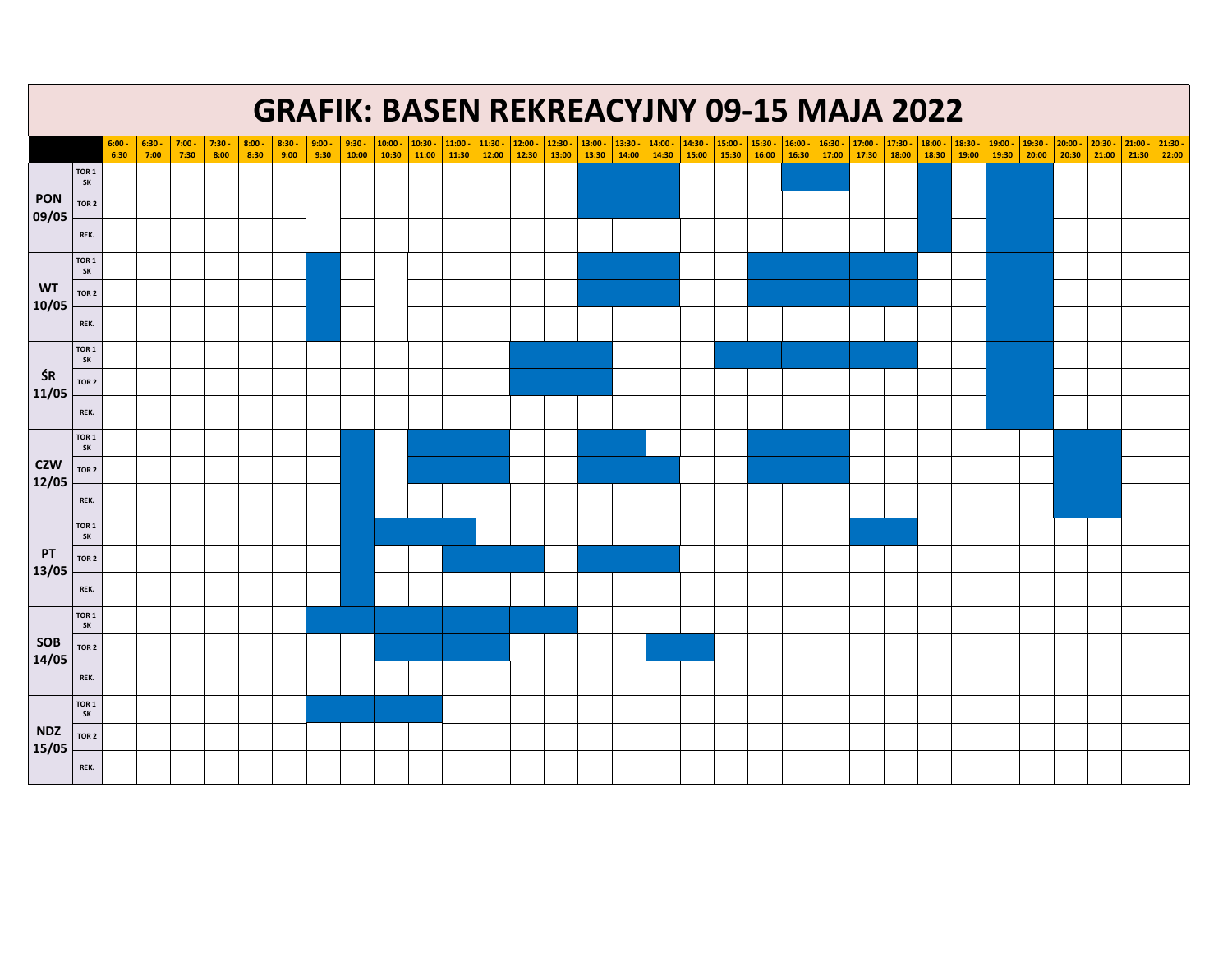# GRAFIK: BASEN REKREACYJNY 09-15 MAJA 2022

| | | 6:00 - 6:30 | 6:30 - 7:00 | 7:00 - 7:30 | 7:30 - 8:00 | 8:00 - 8:30 | 8:30 - 9:00 | 9:00 - 9:30 | 9:30 - 10:00 | 10:00 - 10:30 | 10:30 - 11:00 | 11:00 - 11:30 | 11:30 - 12:00 | 12:00 - 12:30 | 12:30 - 13:00 | 13:00 - 13:30 | 13:30 - 14:00 | 14:00 - 14:30 | 14:30 - 15:00 | 15:00 - 15:30 | 15:30 - 16:00 | 16:00 - 16:30 | 16:30 - 17:00 | 17:00 - 17:30 | 17:30 - 18:00 | 18:00 - 18:30 | 18:30 - 19:00 | 19:00 - 19:30 | 19:30 - 20:00 | 20:00 - 20:30 | 20:30 - 21:00 | 21:00 - 21:30 | 21:30 - 22:00 |
|---|---|---|---|---|---|---|---|---|---|---|---|---|---|---|---|---|---|---|---|---|---|---|---|---|---|---|---|---|---|---|---|---|---|
| PON 09/05 | TOR 1 SK | | | | | | | | | | | | | | | | | | | | | | | | | | | | | | | | |
| | TOR 2 | | | | | | | | | | | | | | | | | | | | | | | | | | | | | | | | |
| | REK. | | | | | | | | | | | | | | | | | | | | | | | | | | | | | | | | |
| WT 10/05 | TOR 1 SK | | | | | | | | | | | | | | | | | | | | | | | | | | | | | | | | |
| | TOR 2 | | | | | | | | | | | | | | | | | | | | | | | | | | | | | | | | |
| | REK. | | | | | | | | | | | | | | | | | | | | | | | | | | | | | | | | |
| ŚR 11/05 | TOR 1 SK | | | | | | | | | | | | | | | | | | | | | | | | | | | | | | | | |
| | TOR 2 | | | | | | | | | | | | | | | | | | | | | | | | | | | | | | | | |
| | REK. | | | | | | | | | | | | | | | | | | | | | | | | | | | | | | | | |
| CZW 12/05 | TOR 1 SK | | | | | | | | | | | | | | | | | | | | | | | | | | | | | | | | |
| | TOR 2 | | | | | | | | | | | | | | | | | | | | | | | | | | | | | | | | |
| | REK. | | | | | | | | | | | | | | | | | | | | | | | | | | | | | | | | |
| PT 13/05 | TOR 1 SK | | | | | | | | | | | | | | | | | | | | | | | | | | | | | | | | |
| | TOR 2 | | | | | | | | | | | | | | | | | | | | | | | | | | | | | | | | |
| | REK. | | | | | | | | | | | | | | | | | | | | | | | | | | | | | | | | |
| SOB 14/05 | TOR 1 SK | | | | | | | | | | | | | | | | | | | | | | | | | | | | | | | | |
| | TOR 2 | | | | | | | | | | | | | | | | | | | | | | | | | | | | | | | | |
| | REK. | | | | | | | | | | | | | | | | | | | | | | | | | | | | | | | | |
| NDZ 15/05 | TOR 1 SK | | | | | | | | | | | | | | | | | | | | | | | | | | | | | | | | |
| | TOR 2 | | | | | | | | | | | | | | | | | | | | | | | | | | | | | | | | |
| | REK. | | | | | | | | | | | | | | | | | | | | | | | | | | | | | | | | |